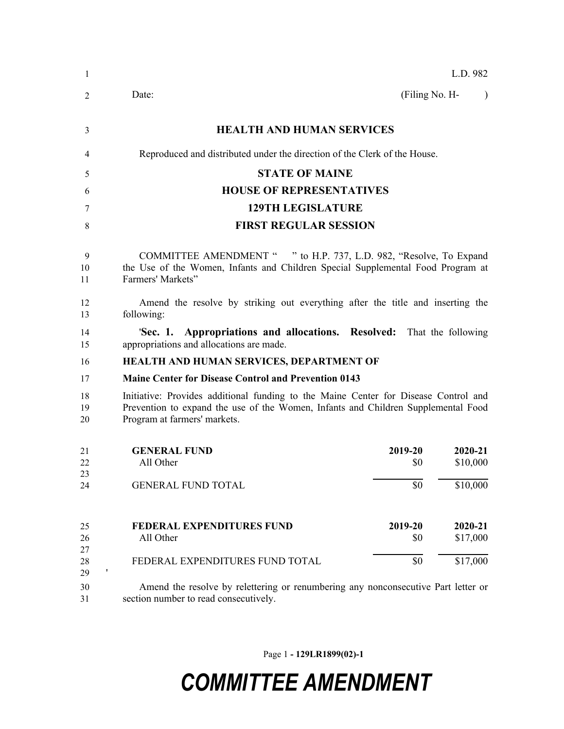L.D. 982

Date: (Filing No. H- )

**HEALTH AND HUMAN SERVICES**

Reproduced and distributed under the direction of the Clerk of the House.

**STATE OF MAINE**

**HOUSE OF REPRESENTATIVES**

**129TH LEGISLATURE**

**FIRST REGULAR SESSION**

COMMITTEE AMENDMENT " " to H.P. 737, L.D. 982, "Resolve, To Expand the Use of the Women, Infants and Children Special Supplemental Food Program at Farmers' Markets"

Amend the resolve by striking out everything after the title and inserting the following:

'**Sec. 1. Appropriations and allocations. Resolved:** That the following appropriations and allocations are made.

**HEALTH AND HUMAN SERVICES, DEPARTMENT OF**

**Maine Center for Disease Control and Prevention 0143**

Initiative: Provides additional funding to the Maine Center for Disease Control and Prevention to expand the use of the Women, Infants and Children Supplemental Food Program at farmers' markets.

| **GENERAL FUND** | **2019-20** | **2020-21** |
|---|---|---|
| All Other | $0 | $10,000 |
| GENERAL FUND TOTAL | $0 | $10,000 |

| **FEDERAL EXPENDITURES FUND** | **2019-20** | **2020-21** |
|---|---|---|
| All Other | $0 | $17,000 |
| FEDERAL EXPENDITURES FUND TOTAL | $0 | $17,000 |

'

Amend the resolve by relettering or renumbering any nonconsecutive Part letter or section number to read consecutively.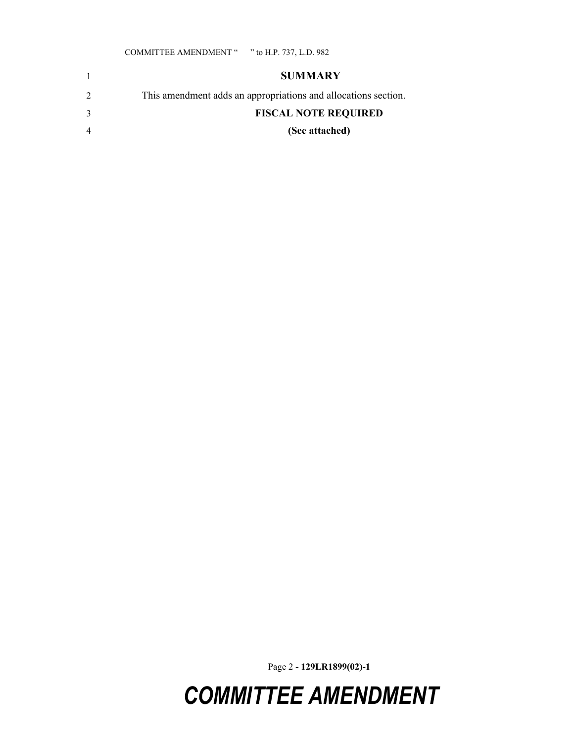## SUMMARY

This amendment adds an appropriations and allocations section.

**FISCAL NOTE REQUIRED**

**(See attached)**